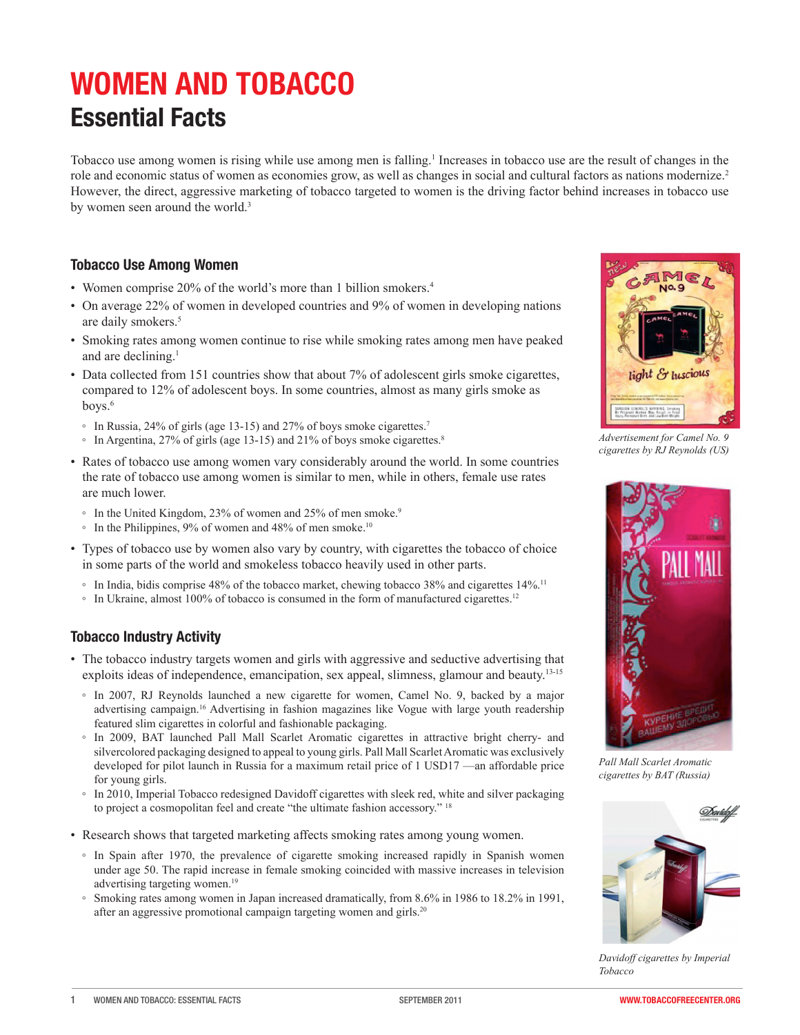# WOMEN AND TOBACCO

## Essential Facts

Tobacco use among women is rising while use among men is falling.[1] Increases in tobacco use are the result of changes in the role and economic status of women as economies grow, as well as changes in social and cultural factors as nations modernize.[2] However, the direct, aggressive marketing of tobacco targeted to women is the driving factor behind increases in tobacco use by women seen around the world.[3]

### Tobacco Use Among Women

- Women comprise 20% of the world's more than 1 billion smokers.[4]
- On average 22% of women in developed countries and 9% of women in developing nations are daily smokers.[5]
- Smoking rates among women continue to rise while smoking rates among men have peaked and are declining.[1]
- Data collected from 151 countries show that about 7% of adolescent girls smoke cigarettes, compared to 12% of adolescent boys. In some countries, almost as many girls smoke as boys.[6]
  - In Russia, 24% of girls (age 13-15) and 27% of boys smoke cigarettes.[7]
  - In Argentina, 27% of girls (age 13-15) and 21% of boys smoke cigarettes.[8]
- Rates of tobacco use among women vary considerably around the world. In some countries the rate of tobacco use among women is similar to men, while in others, female use rates are much lower.
  - In the United Kingdom, 23% of women and 25% of men smoke.[9]
  - In the Philippines, 9% of women and 48% of men smoke.[10]
- Types of tobacco use by women also vary by country, with cigarettes the tobacco of choice in some parts of the world and smokeless tobacco heavily used in other parts.
  - In India, bidis comprise 48% of the tobacco market, chewing tobacco 38% and cigarettes 14%.[11]
  - In Ukraine, almost 100% of tobacco is consumed in the form of manufactured cigarettes.[12]

### Tobacco Industry Activity

- The tobacco industry targets women and girls with aggressive and seductive advertising that exploits ideas of independence, emancipation, sex appeal, slimness, glamour and beauty.[13-15]
  - In 2007, RJ Reynolds launched a new cigarette for women, Camel No. 9, backed by a major advertising campaign.[16] Advertising in fashion magazines like Vogue with large youth readership featured slim cigarettes in colorful and fashionable packaging.
  - In 2009, BAT launched Pall Mall Scarlet Aromatic cigarettes in attractive bright cherry- and silvercolored packaging designed to appeal to young girls. Pall Mall Scarlet Aromatic was exclusively developed for pilot launch in Russia for a maximum retail price of 1 USD17 —an affordable price for young girls.
  - In 2010, Imperial Tobacco redesigned Davidoff cigarettes with sleek red, white and silver packaging to project a cosmopolitan feel and create "the ultimate fashion accessory."[18]
- Research shows that targeted marketing affects smoking rates among young women.
  - In Spain after 1970, the prevalence of cigarette smoking increased rapidly in Spanish women under age 50. The rapid increase in female smoking coincided with massive increases in television advertising targeting women.[19]
  - Smoking rates among women in Japan increased dramatically, from 8.6% in 1986 to 18.2% in 1991, after an aggressive promotional campaign targeting women and girls.[20]

*Advertisement for Camel No. 9 cigarettes by RJ Reynolds (US)*

*Pall Mall Scarlet Aromatic cigarettes by BAT (Russia)*

*Davidoff cigarettes by Imperial Tobacco*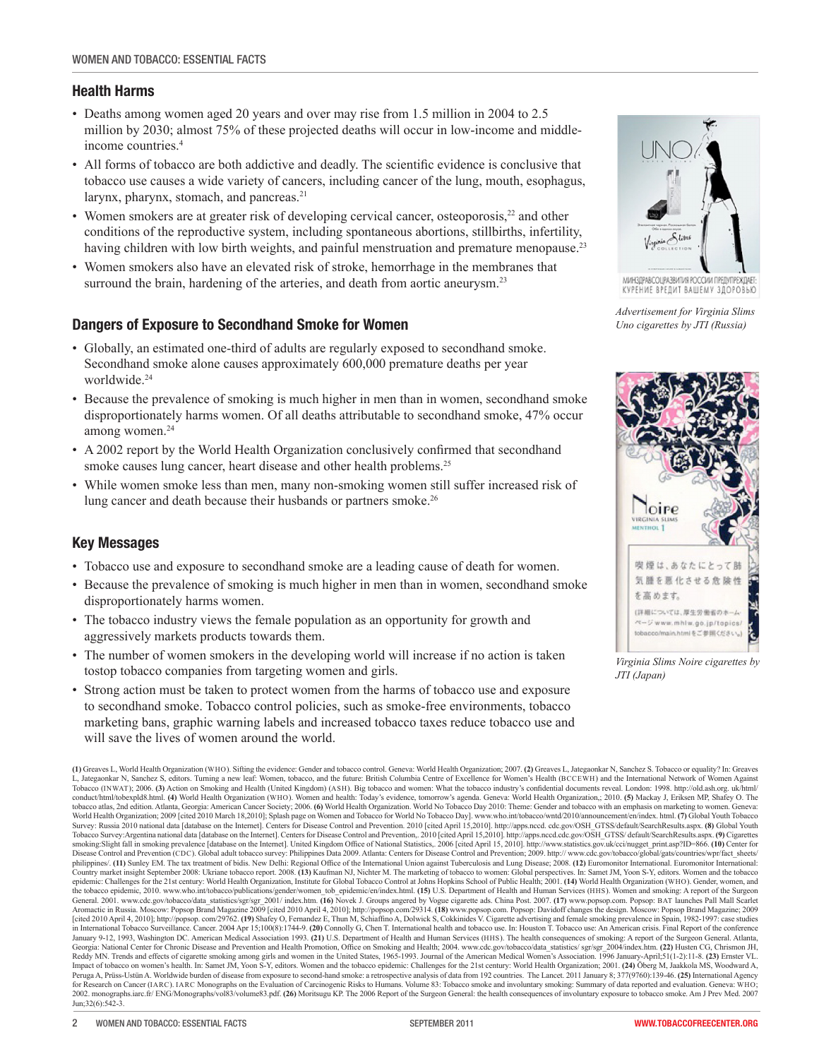## Health Harms

- Deaths among women aged 20 years and over may rise from 1.5 million in 2004 to 2.5 million by 2030; almost 75% of these projected deaths will occur in low-income and middle-income countries.[4]
- All forms of tobacco are both addictive and deadly. The scientific evidence is conclusive that tobacco use causes a wide variety of cancers, including cancer of the lung, mouth, esophagus, larynx, pharynx, stomach, and pancreas.[21]
- Women smokers are at greater risk of developing cervical cancer, osteoporosis,[22] and other conditions of the reproductive system, including spontaneous abortions, stillbirths, infertility, having children with low birth weights, and painful menstruation and premature menopause.[23]
- Women smokers also have an elevated risk of stroke, hemorrhage in the membranes that surround the brain, hardening of the arteries, and death from aortic aneurysm.[23]

*Advertisement for Virginia Slims Uno cigarettes by JTI (Russia)*

## Dangers of Exposure to Secondhand Smoke for Women

- Globally, an estimated one-third of adults are regularly exposed to secondhand smoke. Secondhand smoke alone causes approximately 600,000 premature deaths per year worldwide.[24]
- Because the prevalence of smoking is much higher in men than in women, secondhand smoke disproportionately harms women. Of all deaths attributable to secondhand smoke, 47% occur among women.[24]
- A 2002 report by the World Health Organization conclusively confirmed that secondhand smoke causes lung cancer, heart disease and other health problems.[25]
- While women smoke less than men, many non-smoking women still suffer increased risk of lung cancer and death because their husbands or partners smoke.[26]

*Virginia Slims Noire cigarettes by JTI (Japan)*

## Key Messages

- Tobacco use and exposure to secondhand smoke are a leading cause of death for women.
- Because the prevalence of smoking is much higher in men than in women, secondhand smoke disproportionately harms women.
- The tobacco industry views the female population as an opportunity for growth and aggressively markets products towards them.
- The number of women smokers in the developing world will increase if no action is taken tostop tobacco companies from targeting women and girls.
- Strong action must be taken to protect women from the harms of tobacco use and exposure to secondhand smoke. Tobacco control policies, such as smoke-free environments, tobacco marketing bans, graphic warning labels and increased tobacco taxes reduce tobacco use and will save the lives of women around the world.

**(1)** Greaves L, World Health Organization (WHO). Sifting the evidence: Gender and tobacco control. Geneva: World Health Organization; 2007. **(2)** Greaves L, Jategaonkar N, Sanchez S. Tobacco or equality? In: Greaves L, Jategaonkar N, Sanchez S, editors. Turning a new leaf: Women, tobacco, and the future: British Columbia Centre of Excellence for Women's Health (BCCEWH) and the International Network of Women Against Tobacco (INWAT); 2006. **(3)** Action on Smoking and Health (United Kingdom) (ASH). Big tobacco and women: What the tobacco industry's confidential documents reveal. London: 1998. http://old.ash.org. uk/html/conduct/html/tobexpld8.html. **(4)** World Health Organization (WHO). Women and health: Today's evidence, tomorrow's agenda. Geneva: World Health Organization,; 2010. **(5)** Mackay J, Eriksen MP, Shafey O. The tobacco atlas, 2nd edition. Atlanta, Georgia: American Cancer Society; 2006. **(6)** World Health Organization. World No Tobacco Day 2010: Theme: Gender and tobacco with an emphasis on marketing to women. Geneva: World Health Organization; 2009 [cited 2010 March 18,2010]; Splash page on Women and Tobacco for World No Tobacco Day]. www.who.int/tobacco/wntd/2010/announcement/en/index. html. **(7)** Global Youth Tobacco Survey: Russia 2010 national data [database on the Internet]. Centers for Disease Control and Prevention. 2010 [cited April 15,2010]. http://apps.nccd. cdc.gov/OSH_GTSS/default/SearchResults.aspx. **(8)** Global Youth Tobacco Survey:Argentina national data [database on the Internet]. Centers for Disease Control and Prevention,. 2010 [cited April 15,2010]. http://apps.nccd.cdc.gov/OSH_GTSS/ default/SearchResults.aspx. **(9)** Cigarettes smoking:Slight fall in smoking prevalence [database on the Internet]. United Kingdom Office of National Statistics,. 2006 [cited April 15, 2010]. http://www.statistics.gov.uk/cci/nugget_print.asp?ID=866. **(10)** Center for Disease Control and Prevention (CDC). Global adult tobacco survey: Philippines Data 2009. Atlanta: Centers for Disease Control and Prevention; 2009. http:// www.cdc.gov/tobacco/global/gats/countries/wpr/fact_sheets/philippines/. **(11)** Sunley EM. The tax treatment of bidis. New Delhi: Regional Office of the International Union against Tuberculosis and Lung Disease; 2008. **(12)** Euromonitor International. Euromonitor International: Country market insight September 2008: Ukriane tobacco report. 2008. **(13)** Kaufman NJ, Nichter M. The marketing of tobacco to women: Global perspectives. In: Samet JM, Yoon S-Y, editors. Women and the tobacco epidemic: Challenges for the 21st century: World Health Organization, Institute for Global Tobacco Control at Johns Hopkins School of Public Health; 2001. **(14)** World Health Organization (WHO). Gender, women, and the tobacco epidemic, 2010. www.who.int/tobacco/publications/gender/women_tob_epidemic/en/index.html. **(15)** U.S. Department of Health and Human Services (HHS). Women and smoking: A report of the Surgeon General. 2001. www.cdc.gov/tobacco/data_statistics/sgr/sgr_2001/ index.htm. **(16)** Novek J. Groups angered by Vogue cigarette ads. China Post. 2007. **(17)** www.popsop.com. Popsop: BAT launches Pall Mall Scarlet Aromactic in Russia. Moscow: Popsop Brand Magazine 2009 [cited 2010 April 4, 2010]; http://popsop.com/29314. **(18)** www.popsop.com. Popsop: Davidoff changes the design. Moscow: Popsop Brand Magazine; 2009 [cited 2010 April 4, 2010]; http://popsop. com/29762. **(19)** Shafey O, Fernandez E, Thun M, Schiaffino A, Dolwick S, Cokkinides V. Cigarette advertising and female smoking prevalence in Spain, 1982-1997: case studies in International Tobacco Surveillance. Cancer. 2004 Apr 15;100(8):1744-9. **(20)** Connolly G, Chen T. International health and tobacco use. In: Houston T. Tobacco use: An American crisis. Final Report of the conference January 9-12, 1993, Washington DC. American Medical Association 1993. **(21)** U.S. Department of Health and Human Services (HHS). The health consequences of smoking: A report of the Surgeon General. Atlanta, Georgia: National Center for Chronic Disease and Prevention and Health Promotion, Office on Smoking and Health; 2004. www.cdc.gov/tobacco/data_statistics/ sgr/sgr_2004/index.htm. **(22)** Husten CG, Chrismon JH, Reddy MN. Trends and effects of cigarette smoking among girls and women in the United States, 1965-1993. Journal of the American Medical Women's Association. 1996 January-April;51(1-2):11-8. **(23)** Ernster VL. Impact of tobacco on women's health. In: Samet JM, Yoon S-Y, editors. Women and the tobacco epidemic: Challenges for the 21st century: World Health Organization; 2001. **(24)** Öberg M, Jaakkola MS, Woodward A, Peruga A, Prüss-Ustün A. Worldwide burden of disease from exposure to second-hand smoke: a retrospective analysis of data from 192 countries. The Lancet. 2011 January 8; 377(9760):139-46. **(25)** International Agency for Research on Cancer (IARC). IARC Monographs on the Evaluation of Carcinogenic Risks to Humans. Volume 83: Tobacco smoke and involuntary smoking: Summary of data reported and evaluation. Geneva: WHO; 2002. monographs.iarc.fr/ ENG/Monographs/vol83/volume83.pdf. **(26)** Moritsugu KP. The 2006 Report of the Surgeon General: the health consequences of involuntary exposure to tobacco smoke. Am J Prev Med. 2007 Jun;32(6):542-3.